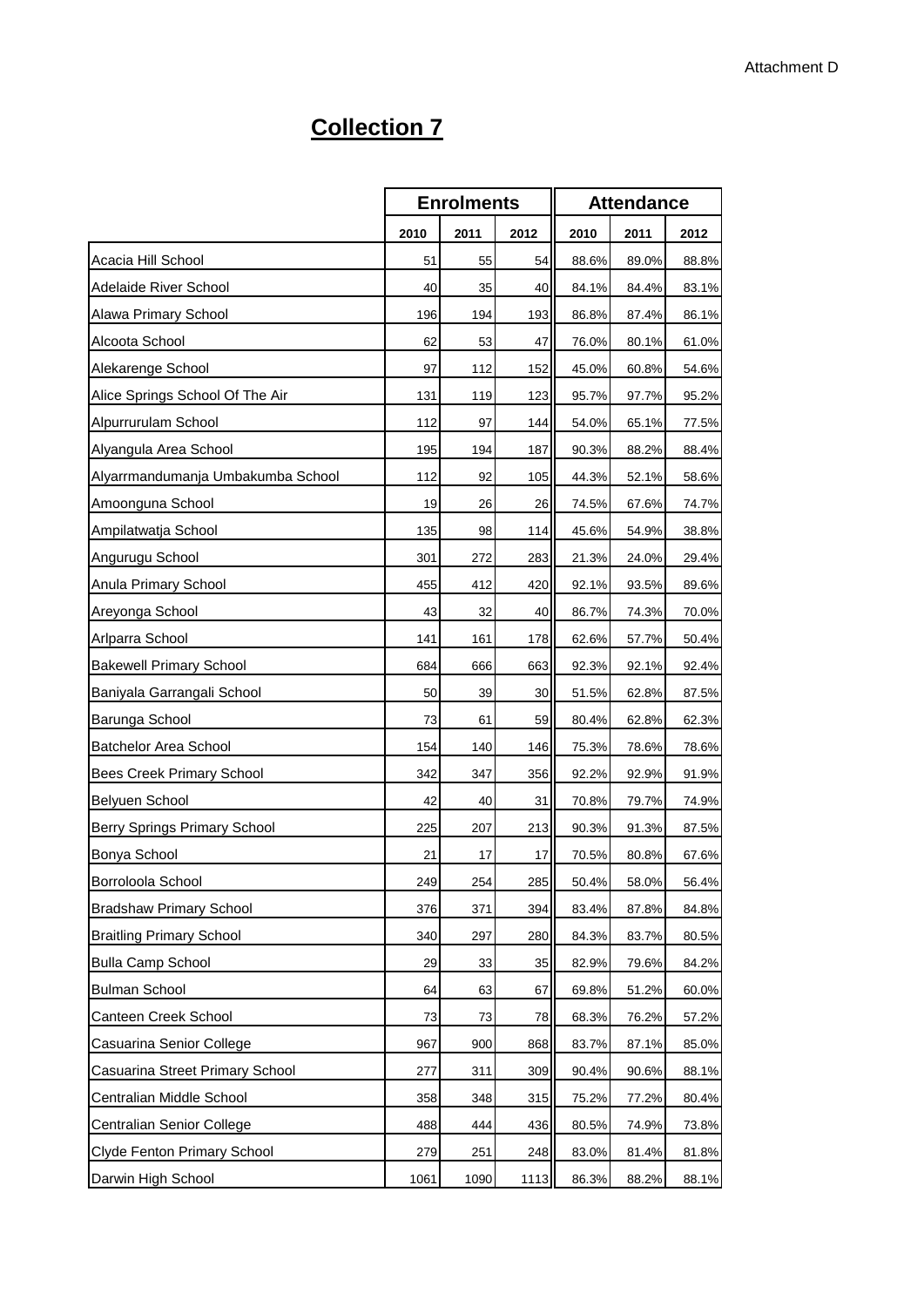Attachment D

# Collection 7

| | Enrolments | | | Attendance | | |
|---|---|---|---|---|---|---|
| | 2010 | 2011 | 2012 | 2010 | 2011 | 2012 |
| Acacia Hill School | 51 | 55 | 54 | 88.6% | 89.0% | 88.8% |
| Adelaide River School | 40 | 35 | 40 | 84.1% | 84.4% | 83.1% |
| Alawa Primary School | 196 | 194 | 193 | 86.8% | 87.4% | 86.1% |
| Alcoota School | 62 | 53 | 47 | 76.0% | 80.1% | 61.0% |
| Alekarenge School | 97 | 112 | 152 | 45.0% | 60.8% | 54.6% |
| Alice Springs School Of The Air | 131 | 119 | 123 | 95.7% | 97.7% | 95.2% |
| Alpurrurulam School | 112 | 97 | 144 | 54.0% | 65.1% | 77.5% |
| Alyangula Area School | 195 | 194 | 187 | 90.3% | 88.2% | 88.4% |
| Alyarrmandumanja Umbakumba School | 112 | 92 | 105 | 44.3% | 52.1% | 58.6% |
| Amoonguna School | 19 | 26 | 26 | 74.5% | 67.6% | 74.7% |
| Ampilatwatja School | 135 | 98 | 114 | 45.6% | 54.9% | 38.8% |
| Angurugu School | 301 | 272 | 283 | 21.3% | 24.0% | 29.4% |
| Anula Primary School | 455 | 412 | 420 | 92.1% | 93.5% | 89.6% |
| Areyonga School | 43 | 32 | 40 | 86.7% | 74.3% | 70.0% |
| Arlparra School | 141 | 161 | 178 | 62.6% | 57.7% | 50.4% |
| Bakewell Primary School | 684 | 666 | 663 | 92.3% | 92.1% | 92.4% |
| Baniyala Garrangali School | 50 | 39 | 30 | 51.5% | 62.8% | 87.5% |
| Barunga School | 73 | 61 | 59 | 80.4% | 62.8% | 62.3% |
| Batchelor Area School | 154 | 140 | 146 | 75.3% | 78.6% | 78.6% |
| Bees Creek Primary School | 342 | 347 | 356 | 92.2% | 92.9% | 91.9% |
| Belyuen School | 42 | 40 | 31 | 70.8% | 79.7% | 74.9% |
| Berry Springs Primary School | 225 | 207 | 213 | 90.3% | 91.3% | 87.5% |
| Bonya School | 21 | 17 | 17 | 70.5% | 80.8% | 67.6% |
| Borroloola School | 249 | 254 | 285 | 50.4% | 58.0% | 56.4% |
| Bradshaw Primary School | 376 | 371 | 394 | 83.4% | 87.8% | 84.8% |
| Braitling Primary School | 340 | 297 | 280 | 84.3% | 83.7% | 80.5% |
| Bulla Camp School | 29 | 33 | 35 | 82.9% | 79.6% | 84.2% |
| Bulman School | 64 | 63 | 67 | 69.8% | 51.2% | 60.0% |
| Canteen Creek School | 73 | 73 | 78 | 68.3% | 76.2% | 57.2% |
| Casuarina Senior College | 967 | 900 | 868 | 83.7% | 87.1% | 85.0% |
| Casuarina Street Primary School | 277 | 311 | 309 | 90.4% | 90.6% | 88.1% |
| Centralian Middle School | 358 | 348 | 315 | 75.2% | 77.2% | 80.4% |
| Centralian Senior College | 488 | 444 | 436 | 80.5% | 74.9% | 73.8% |
| Clyde Fenton Primary School | 279 | 251 | 248 | 83.0% | 81.4% | 81.8% |
| Darwin High School | 1061 | 1090 | 1113 | 86.3% | 88.2% | 88.1% |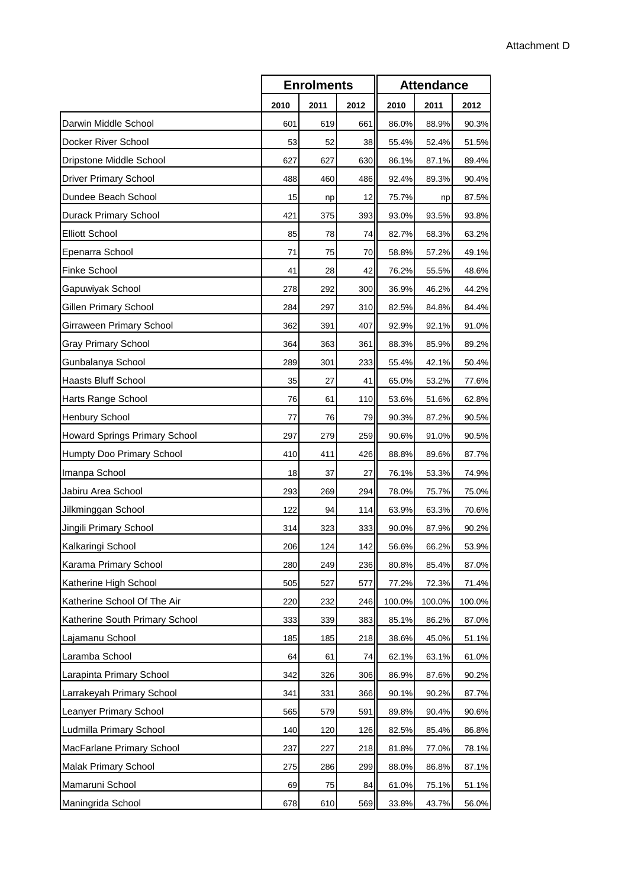Attachment D

| | Enrolments | | | Attendance | | |
|---|---|---|---|---|---|---|
| | 2010 | 2011 | 2012 | 2010 | 2011 | 2012 |
| Darwin Middle School | 601 | 619 | 661 | 86.0% | 88.9% | 90.3% |
| Docker River School | 53 | 52 | 38 | 55.4% | 52.4% | 51.5% |
| Dripstone Middle School | 627 | 627 | 630 | 86.1% | 87.1% | 89.4% |
| Driver Primary School | 488 | 460 | 486 | 92.4% | 89.3% | 90.4% |
| Dundee Beach School | 15 | np | 12 | 75.7% | np | 87.5% |
| Durack Primary School | 421 | 375 | 393 | 93.0% | 93.5% | 93.8% |
| Elliott School | 85 | 78 | 74 | 82.7% | 68.3% | 63.2% |
| Epenarra School | 71 | 75 | 70 | 58.8% | 57.2% | 49.1% |
| Finke School | 41 | 28 | 42 | 76.2% | 55.5% | 48.6% |
| Gapuwiyak School | 278 | 292 | 300 | 36.9% | 46.2% | 44.2% |
| Gillen Primary School | 284 | 297 | 310 | 82.5% | 84.8% | 84.4% |
| Girraween Primary School | 362 | 391 | 407 | 92.9% | 92.1% | 91.0% |
| Gray Primary School | 364 | 363 | 361 | 88.3% | 85.9% | 89.2% |
| Gunbalanya School | 289 | 301 | 233 | 55.4% | 42.1% | 50.4% |
| Haasts Bluff School | 35 | 27 | 41 | 65.0% | 53.2% | 77.6% |
| Harts Range School | 76 | 61 | 110 | 53.6% | 51.6% | 62.8% |
| Henbury School | 77 | 76 | 79 | 90.3% | 87.2% | 90.5% |
| Howard Springs Primary School | 297 | 279 | 259 | 90.6% | 91.0% | 90.5% |
| Humpty Doo Primary School | 410 | 411 | 426 | 88.8% | 89.6% | 87.7% |
| Imanpa School | 18 | 37 | 27 | 76.1% | 53.3% | 74.9% |
| Jabiru Area School | 293 | 269 | 294 | 78.0% | 75.7% | 75.0% |
| Jilkminggan School | 122 | 94 | 114 | 63.9% | 63.3% | 70.6% |
| Jingili Primary School | 314 | 323 | 333 | 90.0% | 87.9% | 90.2% |
| Kalkaringi School | 206 | 124 | 142 | 56.6% | 66.2% | 53.9% |
| Karama Primary School | 280 | 249 | 236 | 80.8% | 85.4% | 87.0% |
| Katherine High School | 505 | 527 | 577 | 77.2% | 72.3% | 71.4% |
| Katherine School Of The Air | 220 | 232 | 246 | 100.0% | 100.0% | 100.0% |
| Katherine South Primary School | 333 | 339 | 383 | 85.1% | 86.2% | 87.0% |
| Lajamanu School | 185 | 185 | 218 | 38.6% | 45.0% | 51.1% |
| Laramba School | 64 | 61 | 74 | 62.1% | 63.1% | 61.0% |
| Larapinta Primary School | 342 | 326 | 306 | 86.9% | 87.6% | 90.2% |
| Larrakeyah Primary School | 341 | 331 | 366 | 90.1% | 90.2% | 87.7% |
| Leanyer Primary School | 565 | 579 | 591 | 89.8% | 90.4% | 90.6% |
| Ludmilla Primary School | 140 | 120 | 126 | 82.5% | 85.4% | 86.8% |
| MacFarlane Primary School | 237 | 227 | 218 | 81.8% | 77.0% | 78.1% |
| Malak Primary School | 275 | 286 | 299 | 88.0% | 86.8% | 87.1% |
| Mamaruni School | 69 | 75 | 84 | 61.0% | 75.1% | 51.1% |
| Maningrida School | 678 | 610 | 569 | 33.8% | 43.7% | 56.0% |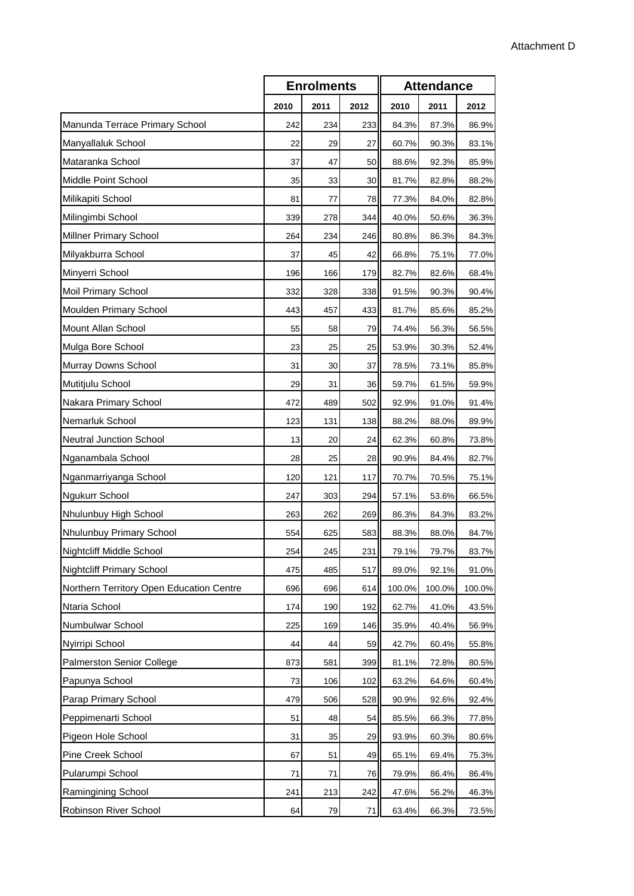Attachment D

| | Enrolments | | | Attendance | | |
|---|---|---|---|---|---|---|
| | 2010 | 2011 | 2012 | 2010 | 2011 | 2012 |
| Manunda Terrace Primary School | 242 | 234 | 233 | 84.3% | 87.3% | 86.9% |
| Manyallaluk School | 22 | 29 | 27 | 60.7% | 90.3% | 83.1% |
| Mataranka School | 37 | 47 | 50 | 88.6% | 92.3% | 85.9% |
| Middle Point School | 35 | 33 | 30 | 81.7% | 82.8% | 88.2% |
| Milikapiti School | 81 | 77 | 78 | 77.3% | 84.0% | 82.8% |
| Milingimbi School | 339 | 278 | 344 | 40.0% | 50.6% | 36.3% |
| Millner Primary School | 264 | 234 | 246 | 80.8% | 86.3% | 84.3% |
| Milyakburra School | 37 | 45 | 42 | 66.8% | 75.1% | 77.0% |
| Minyerri School | 196 | 166 | 179 | 82.7% | 82.6% | 68.4% |
| Moil Primary School | 332 | 328 | 338 | 91.5% | 90.3% | 90.4% |
| Moulden Primary School | 443 | 457 | 433 | 81.7% | 85.6% | 85.2% |
| Mount Allan School | 55 | 58 | 79 | 74.4% | 56.3% | 56.5% |
| Mulga Bore School | 23 | 25 | 25 | 53.9% | 30.3% | 52.4% |
| Murray Downs School | 31 | 30 | 37 | 78.5% | 73.1% | 85.8% |
| Mutitjulu School | 29 | 31 | 36 | 59.7% | 61.5% | 59.9% |
| Nakara Primary School | 472 | 489 | 502 | 92.9% | 91.0% | 91.4% |
| Nemarluk School | 123 | 131 | 138 | 88.2% | 88.0% | 89.9% |
| Neutral Junction School | 13 | 20 | 24 | 62.3% | 60.8% | 73.8% |
| Nganambala School | 28 | 25 | 28 | 90.9% | 84.4% | 82.7% |
| Nganmarriyanga School | 120 | 121 | 117 | 70.7% | 70.5% | 75.1% |
| Ngukurr School | 247 | 303 | 294 | 57.1% | 53.6% | 66.5% |
| Nhulunbuy High School | 263 | 262 | 269 | 86.3% | 84.3% | 83.2% |
| Nhulunbuy Primary School | 554 | 625 | 583 | 88.3% | 88.0% | 84.7% |
| Nightcliff Middle School | 254 | 245 | 231 | 79.1% | 79.7% | 83.7% |
| Nightcliff Primary School | 475 | 485 | 517 | 89.0% | 92.1% | 91.0% |
| Northern Territory Open Education Centre | 696 | 696 | 614 | 100.0% | 100.0% | 100.0% |
| Ntaria School | 174 | 190 | 192 | 62.7% | 41.0% | 43.5% |
| Numbulwar School | 225 | 169 | 146 | 35.9% | 40.4% | 56.9% |
| Nyirripi School | 44 | 44 | 59 | 42.7% | 60.4% | 55.8% |
| Palmerston Senior College | 873 | 581 | 399 | 81.1% | 72.8% | 80.5% |
| Papunya School | 73 | 106 | 102 | 63.2% | 64.6% | 60.4% |
| Parap Primary School | 479 | 506 | 528 | 90.9% | 92.6% | 92.4% |
| Peppimenarti School | 51 | 48 | 54 | 85.5% | 66.3% | 77.8% |
| Pigeon Hole School | 31 | 35 | 29 | 93.9% | 60.3% | 80.6% |
| Pine Creek School | 67 | 51 | 49 | 65.1% | 69.4% | 75.3% |
| Pularumpi School | 71 | 71 | 76 | 79.9% | 86.4% | 86.4% |
| Ramingining School | 241 | 213 | 242 | 47.6% | 56.2% | 46.3% |
| Robinson River School | 64 | 79 | 71 | 63.4% | 66.3% | 73.5% |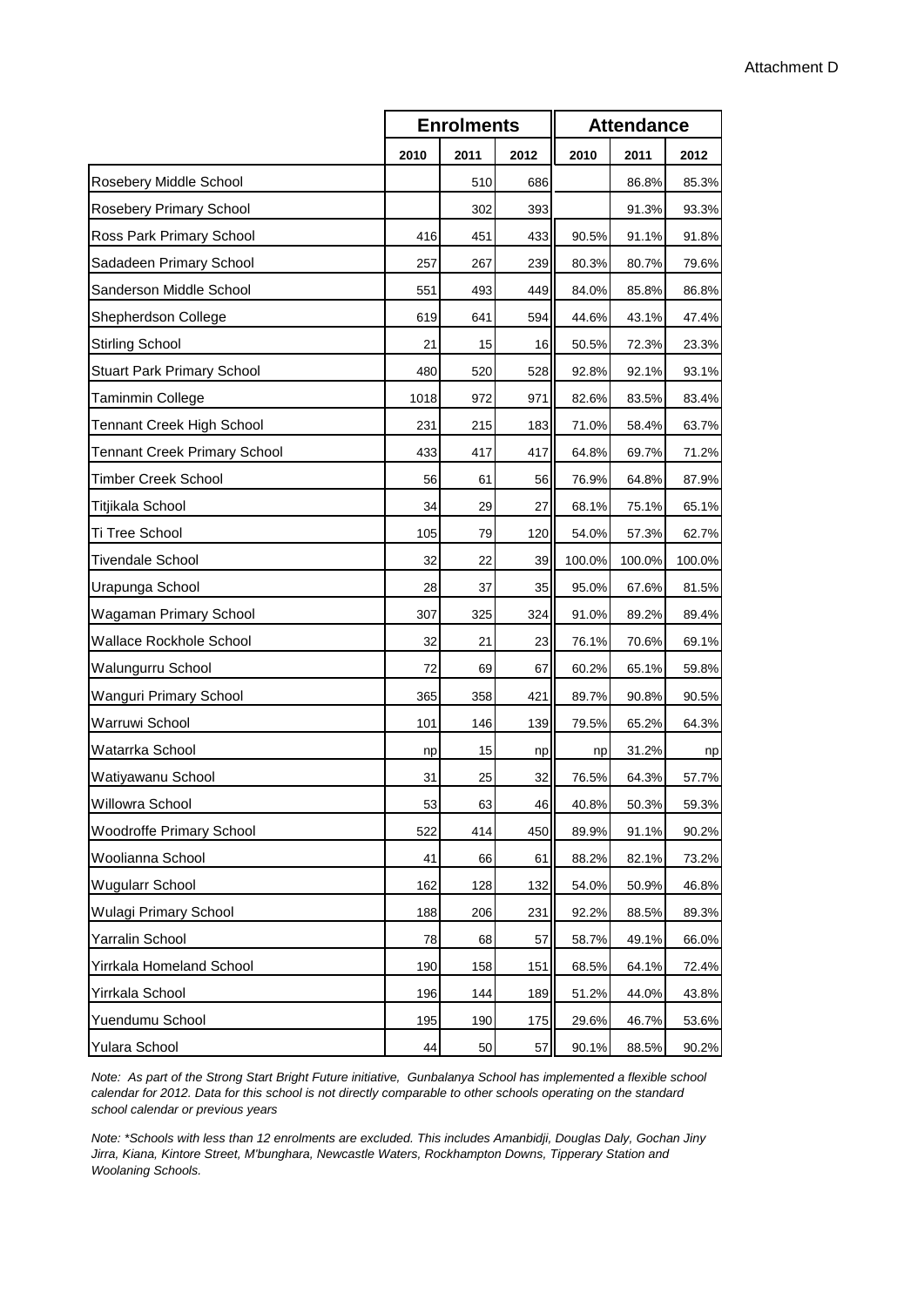Attachment D

| | Enrolments | | | Attendance | | |
|---|---|---|---|---|---|---|
| | 2010 | 2011 | 2012 | 2010 | 2011 | 2012 |
| Rosebery Middle School | | 510 | 686 | | 86.8% | 85.3% |
| Rosebery Primary School | | 302 | 393 | | 91.3% | 93.3% |
| Ross Park Primary School | 416 | 451 | 433 | 90.5% | 91.1% | 91.8% |
| Sadadeen Primary School | 257 | 267 | 239 | 80.3% | 80.7% | 79.6% |
| Sanderson Middle School | 551 | 493 | 449 | 84.0% | 85.8% | 86.8% |
| Shepherdson College | 619 | 641 | 594 | 44.6% | 43.1% | 47.4% |
| Stirling School | 21 | 15 | 16 | 50.5% | 72.3% | 23.3% |
| Stuart Park Primary School | 480 | 520 | 528 | 92.8% | 92.1% | 93.1% |
| Taminmin College | 1018 | 972 | 971 | 82.6% | 83.5% | 83.4% |
| Tennant Creek High School | 231 | 215 | 183 | 71.0% | 58.4% | 63.7% |
| Tennant Creek Primary School | 433 | 417 | 417 | 64.8% | 69.7% | 71.2% |
| Timber Creek School | 56 | 61 | 56 | 76.9% | 64.8% | 87.9% |
| Titjikala School | 34 | 29 | 27 | 68.1% | 75.1% | 65.1% |
| Ti Tree School | 105 | 79 | 120 | 54.0% | 57.3% | 62.7% |
| Tivendale School | 32 | 22 | 39 | 100.0% | 100.0% | 100.0% |
| Urapunga School | 28 | 37 | 35 | 95.0% | 67.6% | 81.5% |
| Wagaman Primary School | 307 | 325 | 324 | 91.0% | 89.2% | 89.4% |
| Wallace Rockhole School | 32 | 21 | 23 | 76.1% | 70.6% | 69.1% |
| Walungurru School | 72 | 69 | 67 | 60.2% | 65.1% | 59.8% |
| Wanguri Primary School | 365 | 358 | 421 | 89.7% | 90.8% | 90.5% |
| Warruwi School | 101 | 146 | 139 | 79.5% | 65.2% | 64.3% |
| Watarrka School | np | 15 | np | np | 31.2% | np |
| Watiyawanu School | 31 | 25 | 32 | 76.5% | 64.3% | 57.7% |
| Willowra School | 53 | 63 | 46 | 40.8% | 50.3% | 59.3% |
| Woodroffe Primary School | 522 | 414 | 450 | 89.9% | 91.1% | 90.2% |
| Woolianna School | 41 | 66 | 61 | 88.2% | 82.1% | 73.2% |
| Wugularr School | 162 | 128 | 132 | 54.0% | 50.9% | 46.8% |
| Wulagi Primary School | 188 | 206 | 231 | 92.2% | 88.5% | 89.3% |
| Yarralin School | 78 | 68 | 57 | 58.7% | 49.1% | 66.0% |
| Yirrkala Homeland School | 190 | 158 | 151 | 68.5% | 64.1% | 72.4% |
| Yirrkala School | 196 | 144 | 189 | 51.2% | 44.0% | 43.8% |
| Yuendumu School | 195 | 190 | 175 | 29.6% | 46.7% | 53.6% |
| Yulara School | 44 | 50 | 57 | 90.1% | 88.5% | 90.2% |

*Note: As part of the Strong Start Bright Future initiative, Gunbalanya School has implemented a flexible school calendar for 2012. Data for this school is not directly comparable to other schools operating on the standard school calendar or previous years*

*Note: *Schools with less than 12 enrolments are excluded. This includes Amanbidji, Douglas Daly, Gochan Jiny Jirra, Kiana, Kintore Street, M'bunghara, Newcastle Waters, Rockhampton Downs, Tipperary Station and Woolaning Schools.*